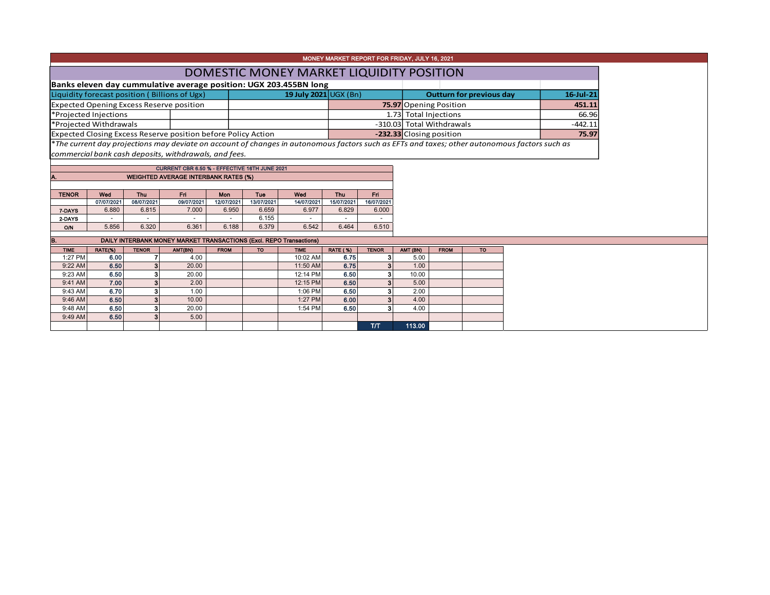# MONEY MARKET REPORT FOR FRIDAY, JULY 16, 2021

## DOMESTIC MONEY MARKET LIQUIDITY POSITION

**Banks eleven day cummulative average position: UGX 203.455BN long**

| Liquidity forecast position ( Billions of Ugx) | **19 July 2021** UGX (Bn) | **Outturn for previous day** | **16-Jul-21** |
|---|---|---|---|
| Expected Opening Excess Reserve position | **75.97** | Opening Position | **451.11** |
| *Projected Injections | 1.73 | Total Injections | 66.96 |
| *Projected Withdrawals | -310.03 | Total Withdrawals | -442.11 |
| Expected Closing Excess Reserve position before Policy Action | **-232.33** | Closing position | **75.97** |

*\*The current day projections may deviate on account of changes in autonomous factors such as EFTs and taxes; other autonomous factors such as commercial bank cash deposits, withdrawals, and fees.*

**CURRENT CBR 6.50 % - EFFECTIVE 16TH JUNE 2021**

**A. WEIGHTED AVERAGE INTERBANK RATES (%)**

| TENOR | Wed 07/07/2021 | Thu 08/07/2021 | Fri 09/07/2021 | Mon 12/07/2021 | Tue 13/07/2021 | Wed 14/07/2021 | Thu 15/07/2021 | Fri 16/07/2021 |
|---|---|---|---|---|---|---|---|---|
| 7-DAYS | 6.880 | 6.815 | 7.000 | 6.950 | 6.659 | 6.977 | 6.829 | 6.000 |
| 2-DAYS | - | - | - | - | 6.155 | - | - | - |
| O/N | 5.856 | 6.320 | 6.361 | 6.188 | 6.379 | 6.542 | 6.464 | 6.510 |

**B. DAILY INTERBANK MONEY MARKET TRANSACTIONS (Excl. REPO Transactions)**

| TIME | RATE(%) | TENOR | AMT(BN) | FROM | TO | TIME | RATE ( %) | TENOR | AMT (BN) | FROM | TO |
|---|---|---|---|---|---|---|---|---|---|---|---|
| 1:27 PM | 6.00 | 7 | 4.00 | | | 10:02 AM | 6.75 | 3 | 5.00 | | |
| 9:22 AM | 6.50 | 3 | 20.00 | | | 11:50 AM | 6.75 | 3 | 1.00 | | |
| 9:23 AM | 6.50 | 3 | 20.00 | | | 12:14 PM | 6.50 | 3 | 10.00 | | |
| 9:41 AM | 7.00 | 3 | 2.00 | | | 12:15 PM | 6.50 | 3 | 5.00 | | |
| 9:43 AM | 6.70 | 3 | 1.00 | | | 1:06 PM | 6.50 | 3 | 2.00 | | |
| 9:46 AM | 6.50 | 3 | 10.00 | | | 1:27 PM | 6.00 | 3 | 4.00 | | |
| 9:48 AM | 6.50 | 3 | 20.00 | | | 1:54 PM | 6.50 | 3 | 4.00 | | |
| 9:49 AM | 6.50 | 3 | 5.00 | | | | | | | | |
| | | | | | | | | T/T | 113.00 | | |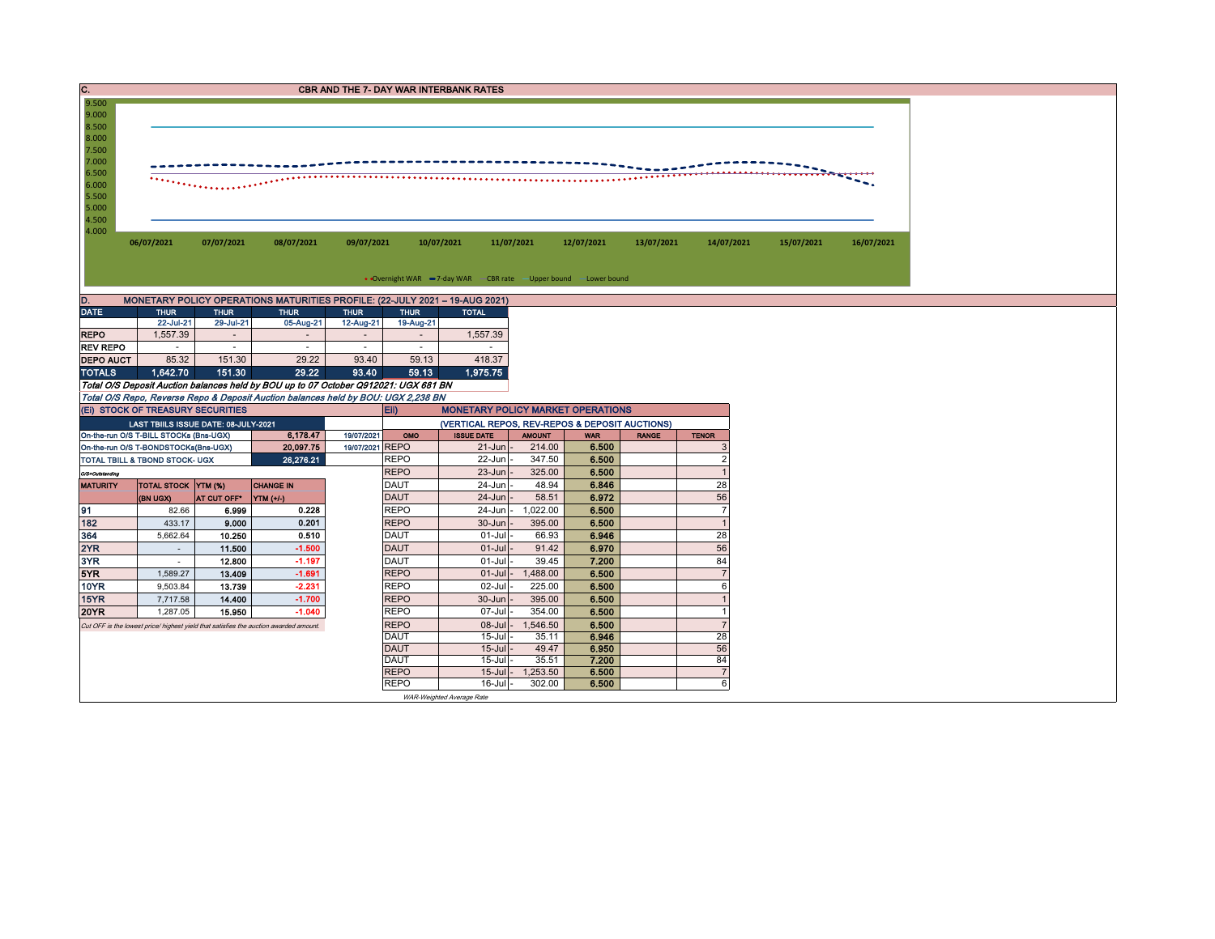## C. CBR AND THE 7- DAY WAR INTERBANK RATES

9.500
9.000
8.500
8.000
7.500
7.000
6.500
6.000
5.500
5.000
4.500
4.000

06/07/2021 07/07/2021 08/07/2021 09/07/2021 10/07/2021 11/07/2021 12/07/2021 13/07/2021 14/07/2021 15/07/2021 16/07/2021

Overnight WAR — 7-day WAR — CBR rate — Upper bound — Lower bound

## D. MONETARY POLICY OPERATIONS MATURITIES PROFILE: (22-JULY 2021 – 19-AUG 2021)

| DATE | THUR | THUR | THUR | THUR | THUR | TOTAL |
|---|---|---|---|---|---|---|
| | 22-Jul-21 | 29-Jul-21 | 05-Aug-21 | 12-Aug-21 | 19-Aug-21 | |
| REPO | 1,557.39 | - | - | - | - | 1,557.39 |
| REV REPO | - | - | - | - | - | - |
| DEPO AUCT | 85.32 | 151.30 | 29.22 | 93.40 | 59.13 | 418.37 |
| TOTALS | 1,642.70 | 151.30 | 29.22 | 93.40 | 59.13 | 1,975.75 |

*Total O/S Deposit Auction balances held by BOU up to 07 October Q912021: UGX 681 BN*

*Total O/S Repo, Reverse Repo & Deposit Auction balances held by BOU: UGX 2,238 BN*

### (EI) STOCK OF TREASURY SECURITIES

| LAST TBIILS ISSUE DATE: 08-JULY-2021 | | |
|---|---|---|
| On-the-run O/S T-BILL STOCKs (Bns-UGX) | 6,178.47 | 19/07/2021 |
| On-the-run O/S T-BONDSTOCKs(Bns-UGX) | 20,097.75 | 19/07/2021 |
| TOTAL TBILL & TBOND STOCK- UGX | 26,276.21 | |

O/S=Outstanding

| MATURITY | TOTAL STOCK (BN UGX) | YTM (%) AT CUT OFF* | CHANGE IN YTM (+/-) |
|---|---|---|---|
| 91 | 82.66 | 6.999 | 0.228 |
| 182 | 433.17 | 9.000 | 0.201 |
| 364 | 5,662.64 | 10.250 | 0.510 |
| 2YR | - | 11.500 | -1.500 |
| 3YR | - | 12.800 | -1.197 |
| 5YR | 1,589.27 | 13.409 | -1.691 |
| 10YR | 9,503.84 | 13.739 | -2.231 |
| 15YR | 7,717.58 | 14.400 | -1.700 |
| 20YR | 1,287.05 | 15.950 | -1.040 |

*Cut OFF is the lowest price/ highest yield that satisfies the auction awarded amount.*

### EII) MONETARY POLICY MARKET OPERATIONS

(VERTICAL REPOS, REV-REPOS & DEPOSIT AUCTIONS)

| OMO | ISSUE DATE | AMOUNT | WAR | RANGE | TENOR |
|---|---|---|---|---|---|
| REPO | 21-Jun - | 214.00 | 6.500 | | 3 |
| REPO | 22-Jun - | 347.50 | 6.500 | | 2 |
| REPO | 23-Jun - | 325.00 | 6.500 | | 1 |
| DAUT | 24-Jun - | 48.94 | 6.846 | | 28 |
| DAUT | 24-Jun - | 58.51 | 6.972 | | 56 |
| REPO | 24-Jun - | 1,022.00 | 6.500 | | 7 |
| REPO | 30-Jun - | 395.00 | 6.500 | | 1 |
| DAUT | 01-Jul - | 66.93 | 6.946 | | 28 |
| DAUT | 01-Jul - | 91.42 | 6.970 | | 56 |
| DAUT | 01-Jul - | 39.45 | 7.200 | | 84 |
| REPO | 01-Jul - | 1,488.00 | 6.500 | | 7 |
| REPO | 02-Jul - | 225.00 | 6.500 | | 6 |
| REPO | 30-Jun - | 395.00 | 6.500 | | 1 |
| REPO | 07-Jul - | 354.00 | 6.500 | | 1 |
| REPO | 08-Jul - | 1,546.50 | 6.500 | | 7 |
| DAUT | 15-Jul - | 35.11 | 6.946 | | 28 |
| DAUT | 15-Jul - | 49.47 | 6.950 | | 56 |
| DAUT | 15-Jul - | 35.51 | 7.200 | | 84 |
| REPO | 15-Jul - | 1,253.50 | 6.500 | | 7 |
| REPO | 16-Jul - | 302.00 | 6.500 | | 6 |

*WAR-Weighted Average Rate*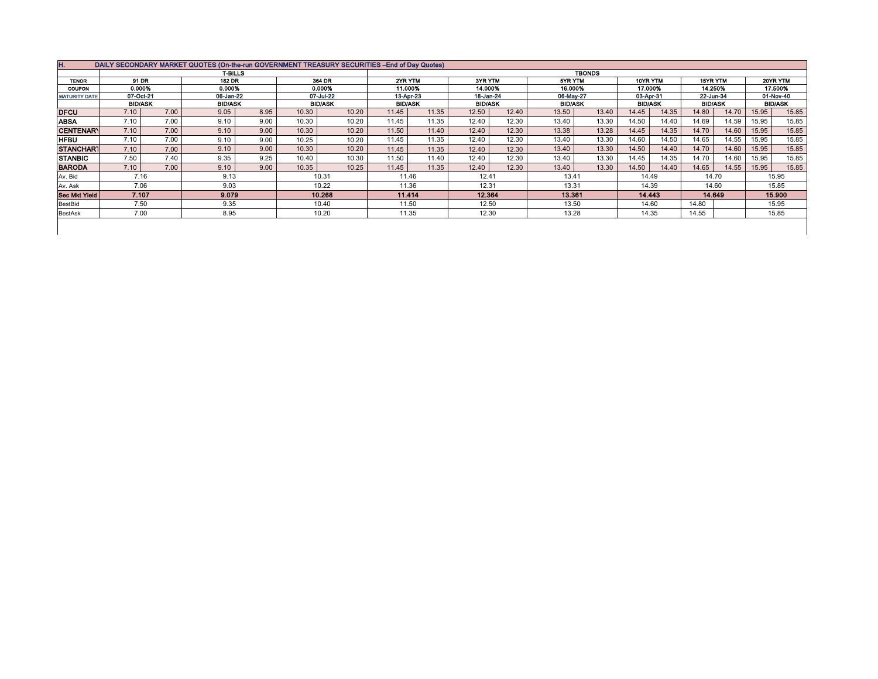| H. | DAILY SECONDARY MARKET QUOTES (On-the-run GOVERNMENT TREASURY SECURITIES –End of Day Quotes) | | | | | | | | | | | | | | | | | |
|---|---|---|---|---|---|---|---|---|---|---|---|---|---|---|---|---|---|---|
| | T-BILLS | | | | | | TBONDS | | | | | | | | | | | |
| TENOR | 91 DR | | 182 DR | | 364 DR | | 2YR YTM | | 3YR YTM | | 5YR YTM | | 10YR YTM | | 15YR YTM | | 20YR YTM | |
| COUPON | 0.000% | | 0.000% | | 0.000% | | 11.000% | | 14.000% | | 16.000% | | 17.000% | | 14.250% | | 17.500% | |
| MATURITY DATE | 07-Oct-21 | | 06-Jan-22 | | 07-Jul-22 | | 13-Apr-23 | | 18-Jan-24 | | 06-May-27 | | 03-Apr-31 | | 22-Jun-34 | | 01-Nov-40 | |
| | BID/ASK | | BID/ASK | | BID/ASK | | BID/ASK | | BID/ASK | | BID/ASK | | BID/ASK | | BID/ASK | | BID/ASK | |
| DFCU | 7.10 | 7.00 | 9.05 | 8.95 | 10.30 | 10.20 | 11.45 | 11.35 | 12.50 | 12.40 | 13.50 | 13.40 | 14.45 | 14.35 | 14.80 | 14.70 | 15.95 | 15.85 |
| ABSA | 7.10 | 7.00 | 9.10 | 9.00 | 10.30 | 10.20 | 11.45 | 11.35 | 12.40 | 12.30 | 13.40 | 13.30 | 14.50 | 14.40 | 14.69 | 14.59 | 15.95 | 15.85 |
| CENTENARY | 7.10 | 7.00 | 9.10 | 9.00 | 10.30 | 10.20 | 11.50 | 11.40 | 12.40 | 12.30 | 13.38 | 13.28 | 14.45 | 14.35 | 14.70 | 14.60 | 15.95 | 15.85 |
| HFBU | 7.10 | 7.00 | 9.10 | 9.00 | 10.25 | 10.20 | 11.45 | 11.35 | 12.40 | 12.30 | 13.40 | 13.30 | 14.60 | 14.50 | 14.65 | 14.55 | 15.95 | 15.85 |
| STANCHART | 7.10 | 7.00 | 9.10 | 9.00 | 10.30 | 10.20 | 11.45 | 11.35 | 12.40 | 12.30 | 13.40 | 13.30 | 14.50 | 14.40 | 14.70 | 14.60 | 15.95 | 15.85 |
| STANBIC | 7.50 | 7.40 | 9.35 | 9.25 | 10.40 | 10.30 | 11.50 | 11.40 | 12.40 | 12.30 | 13.40 | 13.30 | 14.45 | 14.35 | 14.70 | 14.60 | 15.95 | 15.85 |
| BARODA | 7.10 | 7.00 | 9.10 | 9.00 | 10.35 | 10.25 | 11.45 | 11.35 | 12.40 | 12.30 | 13.40 | 13.30 | 14.50 | 14.40 | 14.65 | 14.55 | 15.95 | 15.85 |
| Av. Bid | 7.16 | | 9.13 | | 10.31 | | 11.46 | | 12.41 | | 13.41 | | 14.49 | | 14.70 | | 15.95 | |
| Av. Ask | 7.06 | | 9.03 | | 10.22 | | 11.36 | | 12.31 | | 13.31 | | 14.39 | | 14.60 | | 15.85 | |
| Sec Mkt Yield | 7.107 | | 9.079 | | 10.268 | | 11.414 | | 12.364 | | 13.361 | | 14.443 | | 14.649 | | 15.900 | |
| BestBid | 7.50 | | 9.35 | | 10.40 | | 11.50 | | 12.50 | | 13.50 | | 14.60 | | 14.80 | | 15.95 | |
| BestAsk | 7.00 | | 8.95 | | 10.20 | | 11.35 | | 12.30 | | 13.28 | | 14.35 | | 14.55 | | 15.85 | |